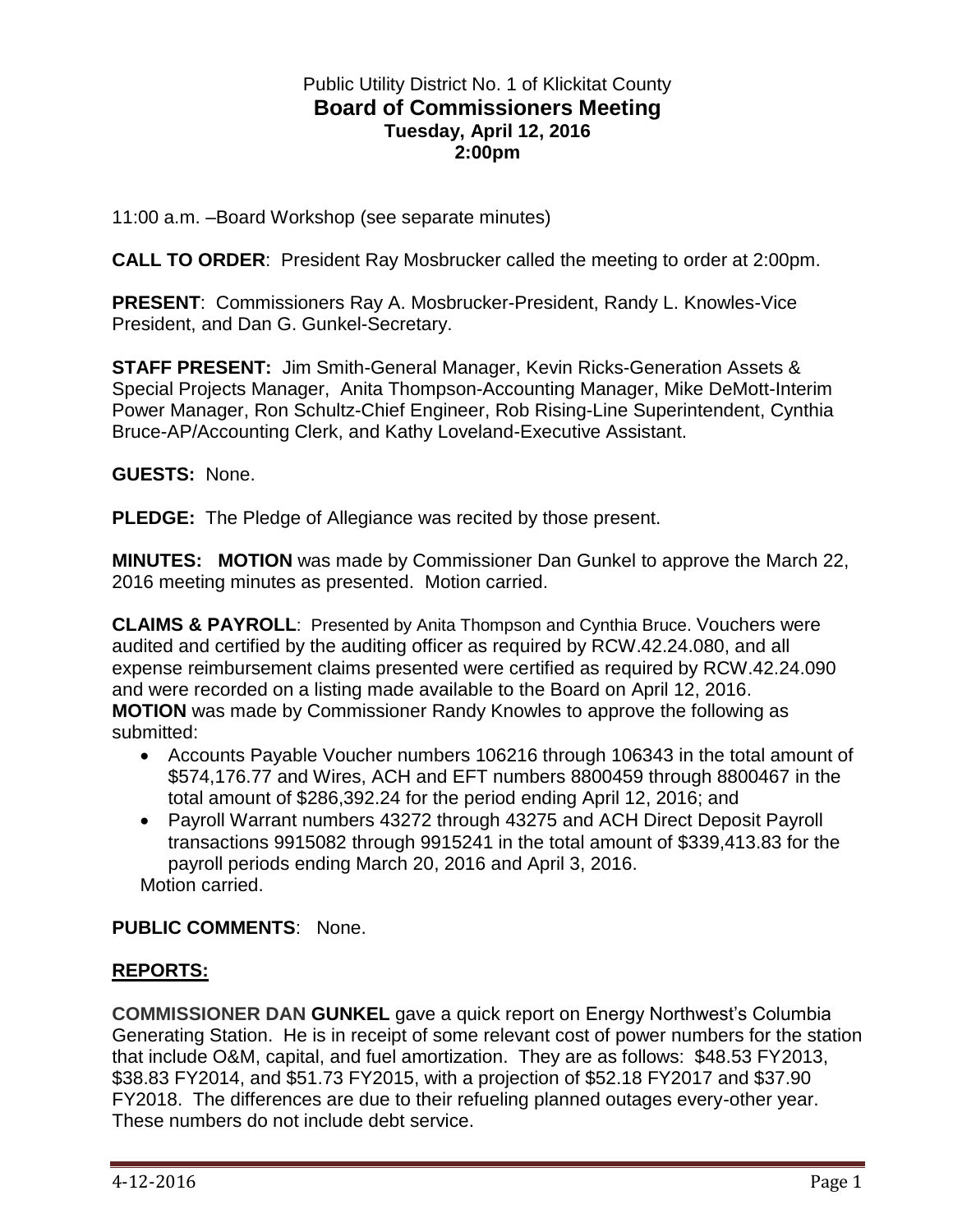Public Utility District No. 1 of Klickitat County

# Board of Commissioners Meeting

**Tuesday, April 12, 2016**
**2:00pm**

11:00 a.m. –Board Workshop (see separate minutes)

**CALL TO ORDER**: President Ray Mosbrucker called the meeting to order at 2:00pm.

**PRESENT**: Commissioners Ray A. Mosbrucker-President, Randy L. Knowles-Vice President, and Dan G. Gunkel-Secretary.

**STAFF PRESENT:** Jim Smith-General Manager, Kevin Ricks-Generation Assets & Special Projects Manager, Anita Thompson-Accounting Manager, Mike DeMott-Interim Power Manager, Ron Schultz-Chief Engineer, Rob Rising-Line Superintendent, Cynthia Bruce-AP/Accounting Clerk, and Kathy Loveland-Executive Assistant.

**GUESTS:** None.

**PLEDGE:** The Pledge of Allegiance was recited by those present.

**MINUTES: MOTION** was made by Commissioner Dan Gunkel to approve the March 22, 2016 meeting minutes as presented. Motion carried.

**CLAIMS & PAYROLL**: Presented by Anita Thompson and Cynthia Bruce. Vouchers were audited and certified by the auditing officer as required by RCW.42.24.080, and all expense reimbursement claims presented were certified as required by RCW.42.24.090 and were recorded on a listing made available to the Board on April 12, 2016.
**MOTION** was made by Commissioner Randy Knowles to approve the following as submitted:

- Accounts Payable Voucher numbers 106216 through 106343 in the total amount of $574,176.77 and Wires, ACH and EFT numbers 8800459 through 8800467 in the total amount of $286,392.24 for the period ending April 12, 2016; and
- Payroll Warrant numbers 43272 through 43275 and ACH Direct Deposit Payroll transactions 9915082 through 9915241 in the total amount of $339,413.83 for the payroll periods ending March 20, 2016 and April 3, 2016.

Motion carried.

**PUBLIC COMMENTS**: None.

## REPORTS:

**COMMISSIONER DAN GUNKEL** gave a quick report on Energy Northwest's Columbia Generating Station. He is in receipt of some relevant cost of power numbers for the station that include O&M, capital, and fuel amortization. They are as follows: $48.53 FY2013, $38.83 FY2014, and $51.73 FY2015, with a projection of $52.18 FY2017 and $37.90 FY2018. The differences are due to their refueling planned outages every-other year. These numbers do not include debt service.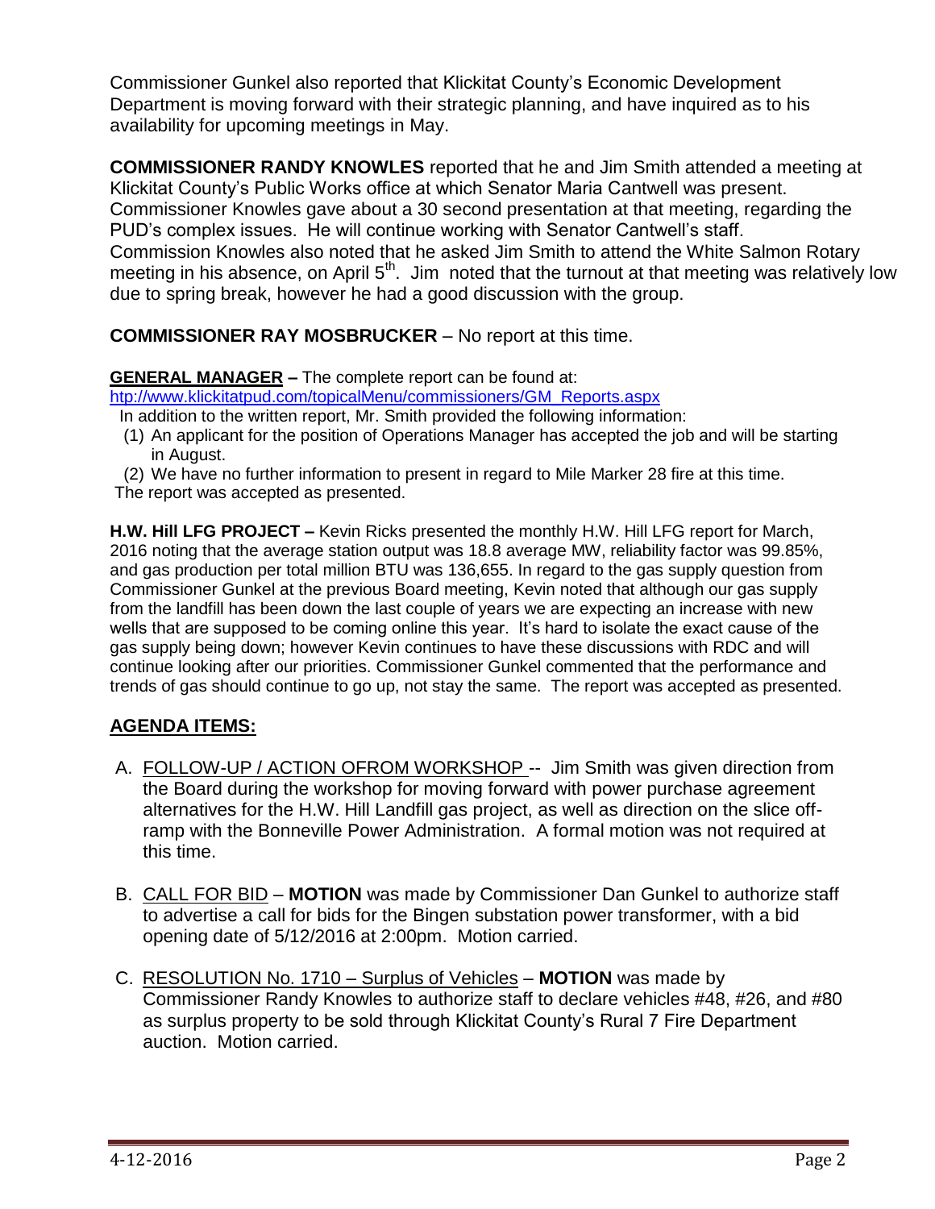Commissioner Gunkel also reported that Klickitat County's Economic Development Department is moving forward with their strategic planning, and have inquired as to his availability for upcoming meetings in May.

**COMMISSIONER RANDY KNOWLES** reported that he and Jim Smith attended a meeting at Klickitat County's Public Works office at which Senator Maria Cantwell was present. Commissioner Knowles gave about a 30 second presentation at that meeting, regarding the PUD's complex issues. He will continue working with Senator Cantwell's staff. Commission Knowles also noted that he asked Jim Smith to attend the White Salmon Rotary meeting in his absence, on April 5th. Jim noted that the turnout at that meeting was relatively low due to spring break, however he had a good discussion with the group.

**COMMISSIONER RAY MOSBRUCKER** – No report at this time.

**GENERAL MANAGER –** The complete report can be found at: [htp://www.klickitatpud.com/topicalMenu/commissioners/GM_Reports.aspx](htp://www.klickitatpud.com/topicalMenu/commissioners/GM_Reports.aspx)

In addition to the written report, Mr. Smith provided the following information:

1. An applicant for the position of Operations Manager has accepted the job and will be starting in August.
2. We have no further information to present in regard to Mile Marker 28 fire at this time.

The report was accepted as presented.

**H.W. Hill LFG PROJECT –** Kevin Ricks presented the monthly H.W. Hill LFG report for March, 2016 noting that the average station output was 18.8 average MW, reliability factor was 99.85%, and gas production per total million BTU was 136,655. In regard to the gas supply question from Commissioner Gunkel at the previous Board meeting, Kevin noted that although our gas supply from the landfill has been down the last couple of years we are expecting an increase with new wells that are supposed to be coming online this year. It's hard to isolate the exact cause of the gas supply being down; however Kevin continues to have these discussions with RDC and will continue looking after our priorities. Commissioner Gunkel commented that the performance and trends of gas should continue to go up, not stay the same. The report was accepted as presented.

## AGENDA ITEMS:

A. FOLLOW-UP / ACTION OFROM WORKSHOP -- Jim Smith was given direction from the Board during the workshop for moving forward with power purchase agreement alternatives for the H.W. Hill Landfill gas project, as well as direction on the slice off-ramp with the Bonneville Power Administration. A formal motion was not required at this time.

B. CALL FOR BID – **MOTION** was made by Commissioner Dan Gunkel to authorize staff to advertise a call for bids for the Bingen substation power transformer, with a bid opening date of 5/12/2016 at 2:00pm. Motion carried.

C. RESOLUTION No. 1710 – Surplus of Vehicles – **MOTION** was made by Commissioner Randy Knowles to authorize staff to declare vehicles #48, #26, and #80 as surplus property to be sold through Klickitat County's Rural 7 Fire Department auction. Motion carried.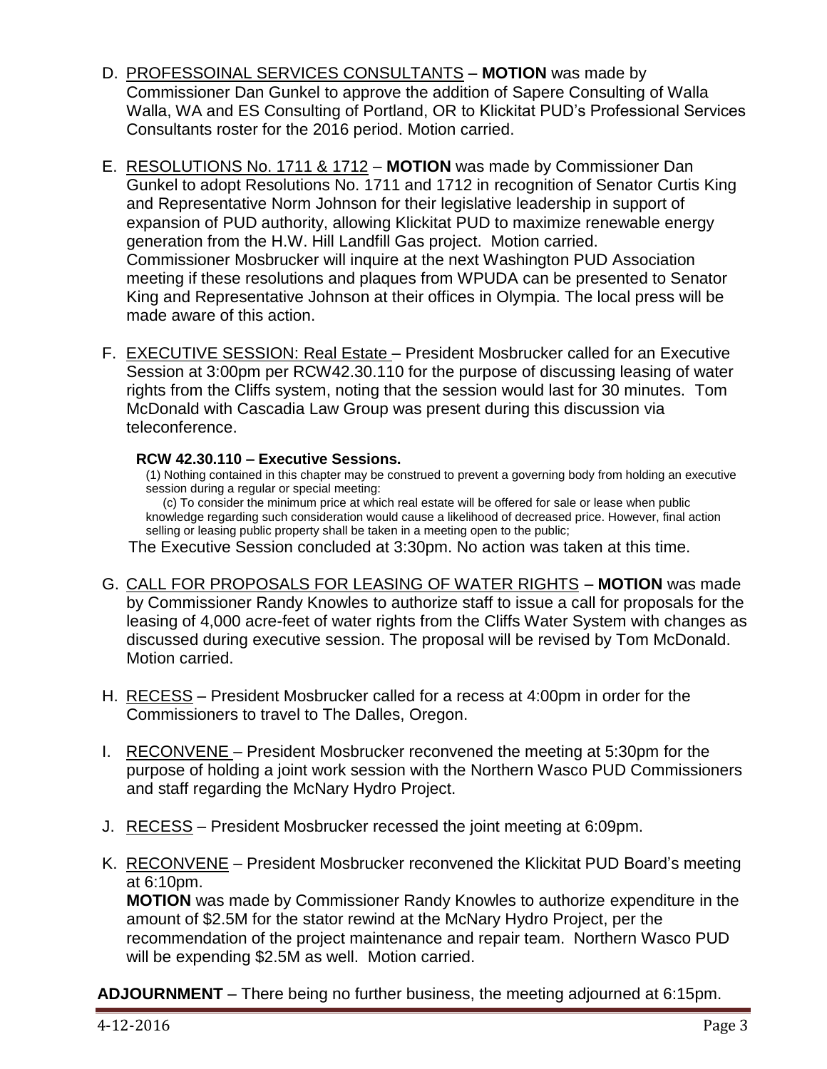D. PROFESSOINAL SERVICES CONSULTANTS – **MOTION** was made by Commissioner Dan Gunkel to approve the addition of Sapere Consulting of Walla Walla, WA and ES Consulting of Portland, OR to Klickitat PUD's Professional Services Consultants roster for the 2016 period. Motion carried.

E. RESOLUTIONS No. 1711 & 1712 – **MOTION** was made by Commissioner Dan Gunkel to adopt Resolutions No. 1711 and 1712 in recognition of Senator Curtis King and Representative Norm Johnson for their legislative leadership in support of expansion of PUD authority, allowing Klickitat PUD to maximize renewable energy generation from the H.W. Hill Landfill Gas project. Motion carried. Commissioner Mosbrucker will inquire at the next Washington PUD Association meeting if these resolutions and plaques from WPUDA can be presented to Senator King and Representative Johnson at their offices in Olympia. The local press will be made aware of this action.

F. EXECUTIVE SESSION: Real Estate – President Mosbrucker called for an Executive Session at 3:00pm per RCW42.30.110 for the purpose of discussing leasing of water rights from the Cliffs system, noting that the session would last for 30 minutes. Tom McDonald with Cascadia Law Group was present during this discussion via teleconference.

   **RCW 42.30.110 – Executive Sessions.**

   (1) Nothing contained in this chapter may be construed to prevent a governing body from holding an executive session during a regular or special meeting:

   (c) To consider the minimum price at which real estate will be offered for sale or lease when public knowledge regarding such consideration would cause a likelihood of decreased price. However, final action selling or leasing public property shall be taken in a meeting open to the public;

   The Executive Session concluded at 3:30pm. No action was taken at this time.

G. CALL FOR PROPOSALS FOR LEASING OF WATER RIGHTS – **MOTION** was made by Commissioner Randy Knowles to authorize staff to issue a call for proposals for the leasing of 4,000 acre-feet of water rights from the Cliffs Water System with changes as discussed during executive session. The proposal will be revised by Tom McDonald. Motion carried.

H. RECESS – President Mosbrucker called for a recess at 4:00pm in order for the Commissioners to travel to The Dalles, Oregon.

I. RECONVENE – President Mosbrucker reconvened the meeting at 5:30pm for the purpose of holding a joint work session with the Northern Wasco PUD Commissioners and staff regarding the McNary Hydro Project.

J. RECESS – President Mosbrucker recessed the joint meeting at 6:09pm.

K. RECONVENE – President Mosbrucker reconvened the Klickitat PUD Board's meeting at 6:10pm.
   **MOTION** was made by Commissioner Randy Knowles to authorize expenditure in the amount of $2.5M for the stator rewind at the McNary Hydro Project, per the recommendation of the project maintenance and repair team. Northern Wasco PUD will be expending $2.5M as well. Motion carried.

**ADJOURNMENT** – There being no further business, the meeting adjourned at 6:15pm.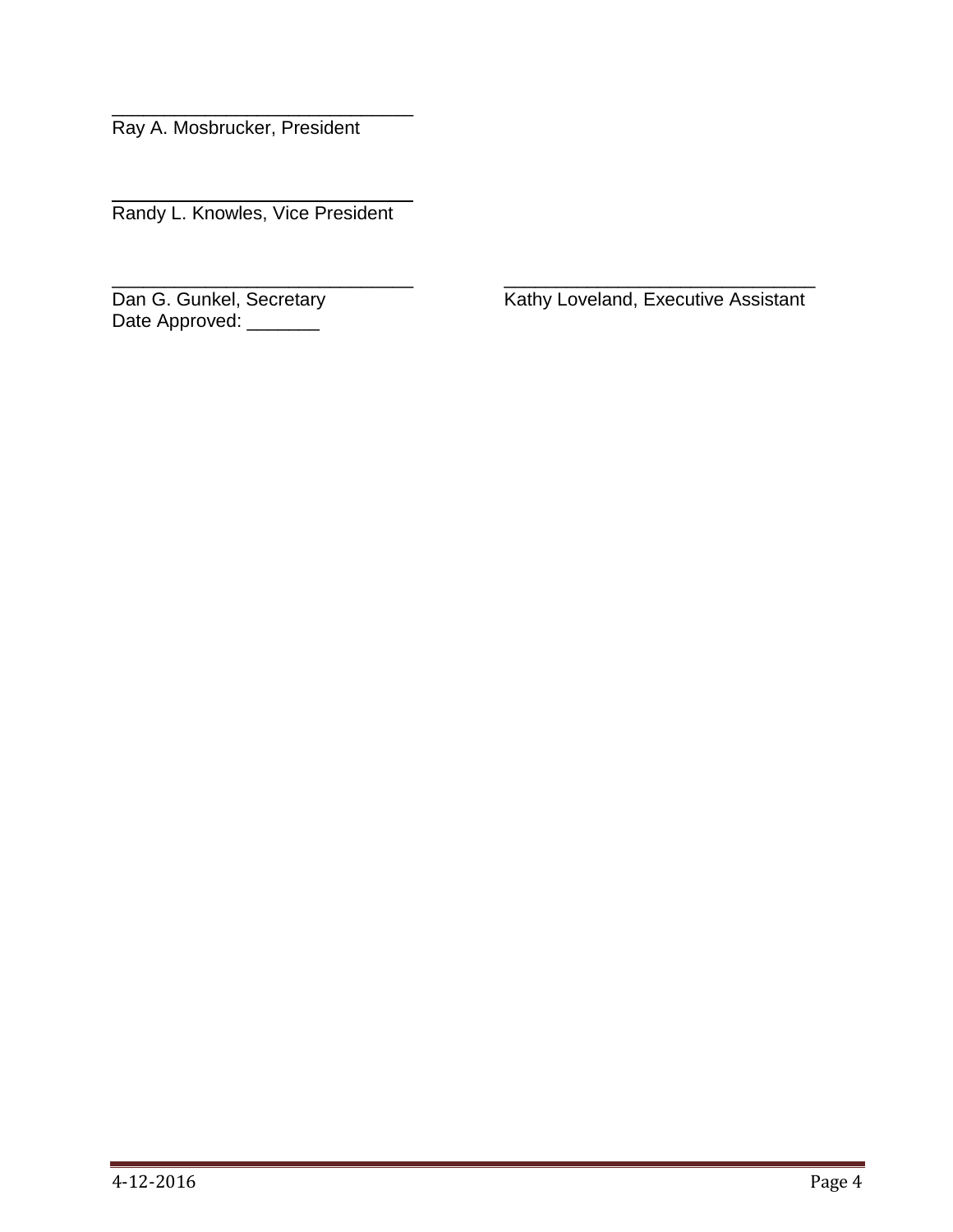______________________________
Ray A. Mosbrucker, President

______________________________
Randy L. Knowles, Vice President

______________________________
Dan G. Gunkel, Secretary
Date Approved: _______

______________________________
Kathy Loveland, Executive Assistant